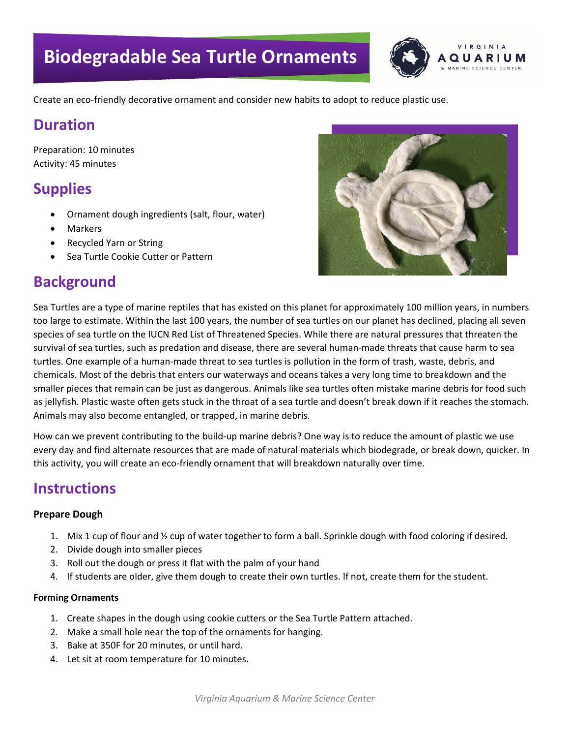# Biodegradable Sea Turtle Ornaments

Create an eco-friendly decorative ornament and consider new habits to adopt to reduce plastic use.

## Duration

Preparation: 10 minutes
Activity: 45 minutes

## Supplies

- Ornament dough ingredients (salt, flour, water)
- Markers
- Recycled Yarn or String
- Sea Turtle Cookie Cutter or Pattern

## Background

Sea Turtles are a type of marine reptiles that has existed on this planet for approximately 100 million years, in numbers too large to estimate. Within the last 100 years, the number of sea turtles on our planet has declined, placing all seven species of sea turtle on the IUCN Red List of Threatened Species. While there are natural pressures that threaten the survival of sea turtles, such as predation and disease, there are several human-made threats that cause harm to sea turtles. One example of a human-made threat to sea turtles is pollution in the form of trash, waste, debris, and chemicals. Most of the debris that enters our waterways and oceans takes a very long time to breakdown and the smaller pieces that remain can be just as dangerous. Animals like sea turtles often mistake marine debris for food such as jellyfish. Plastic waste often gets stuck in the throat of a sea turtle and doesn't break down if it reaches the stomach. Animals may also become entangled, or trapped, in marine debris.

How can we prevent contributing to the build-up marine debris? One way is to reduce the amount of plastic we use every day and find alternate resources that are made of natural materials which biodegrade, or break down, quicker. In this activity, you will create an eco-friendly ornament that will breakdown naturally over time.

## Instructions

**Prepare Dough**

1. Mix 1 cup of flour and ½ cup of water together to form a ball. Sprinkle dough with food coloring if desired.
2. Divide dough into smaller pieces
3. Roll out the dough or press it flat with the palm of your hand
4. If students are older, give them dough to create their own turtles. If not, create them for the student.

**Forming Ornaments**

1. Create shapes in the dough using cookie cutters or the Sea Turtle Pattern attached.
2. Make a small hole near the top of the ornaments for hanging.
3. Bake at 350F for 20 minutes, or until hard.
4. Let sit at room temperature for 10 minutes.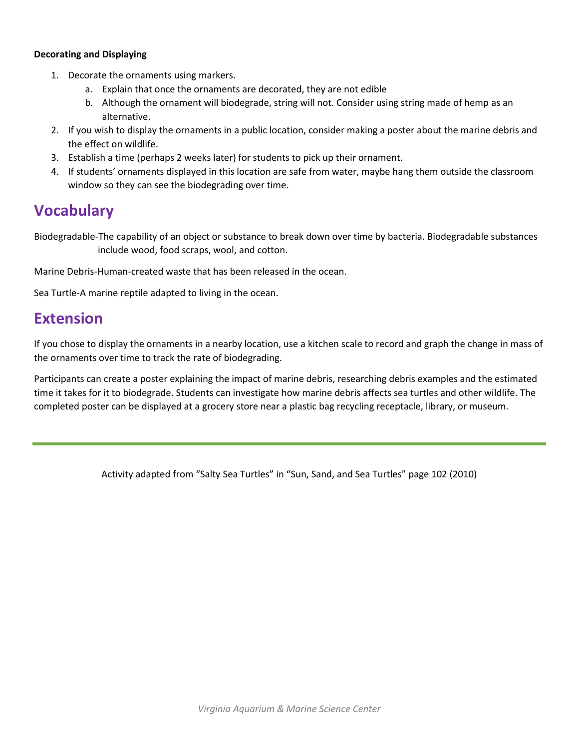**Decorating and Displaying**

1. Decorate the ornaments using markers.
    a. Explain that once the ornaments are decorated, they are not edible
    b. Although the ornament will biodegrade, string will not. Consider using string made of hemp as an alternative.
2. If you wish to display the ornaments in a public location, consider making a poster about the marine debris and the effect on wildlife.
3. Establish a time (perhaps 2 weeks later) for students to pick up their ornament.
4. If students' ornaments displayed in this location are safe from water, maybe hang them outside the classroom window so they can see the biodegrading over time.

## Vocabulary

Biodegradable-The capability of an object or substance to break down over time by bacteria. Biodegradable substances include wood, food scraps, wool, and cotton.

Marine Debris-Human-created waste that has been released in the ocean.

Sea Turtle-A marine reptile adapted to living in the ocean.

## Extension

If you chose to display the ornaments in a nearby location, use a kitchen scale to record and graph the change in mass of the ornaments over time to track the rate of biodegrading.

Participants can create a poster explaining the impact of marine debris, researching debris examples and the estimated time it takes for it to biodegrade. Students can investigate how marine debris affects sea turtles and other wildlife. The completed poster can be displayed at a grocery store near a plastic bag recycling receptacle, library, or museum.

---

Activity adapted from "Salty Sea Turtles" in "Sun, Sand, and Sea Turtles" page 102 (2010)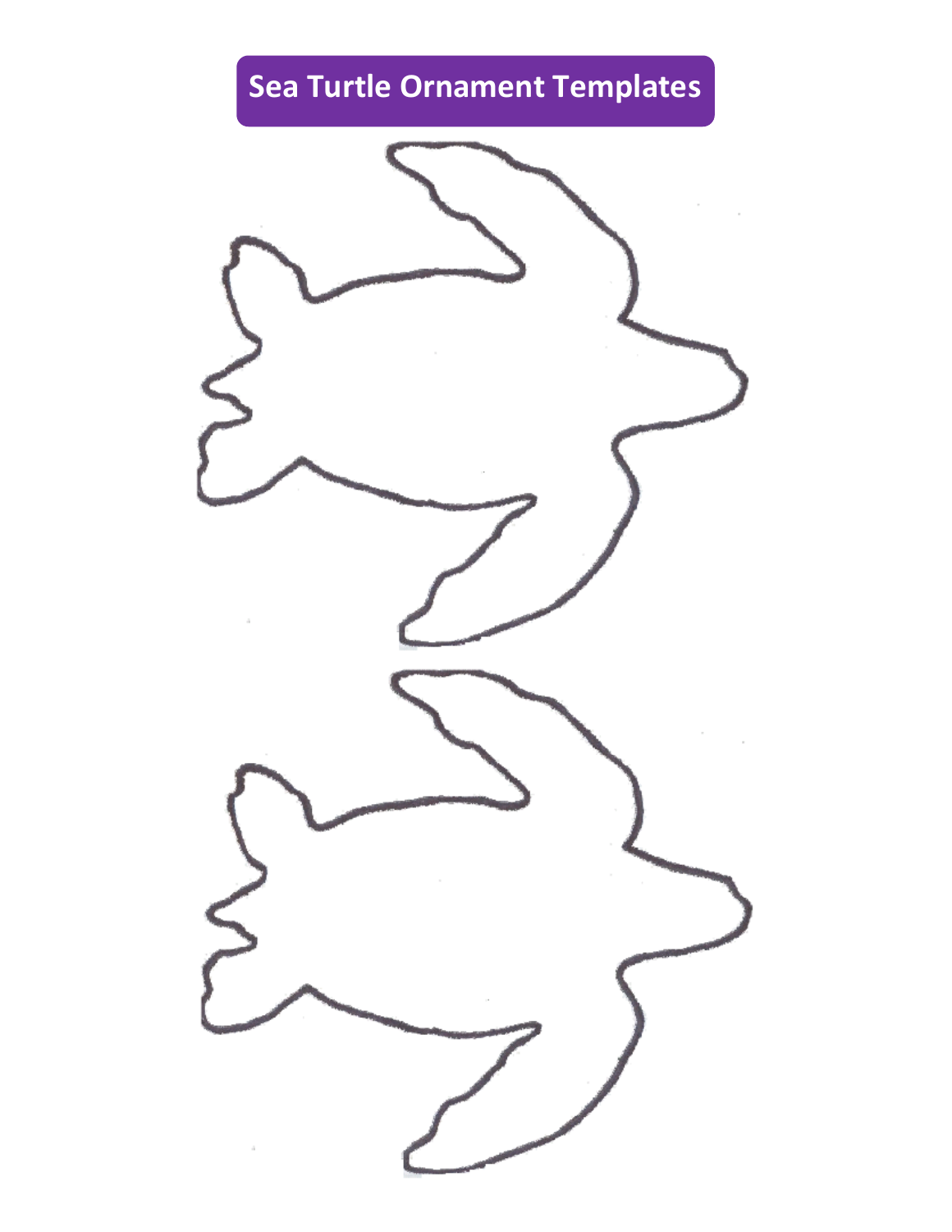# Sea Turtle Ornament Templates